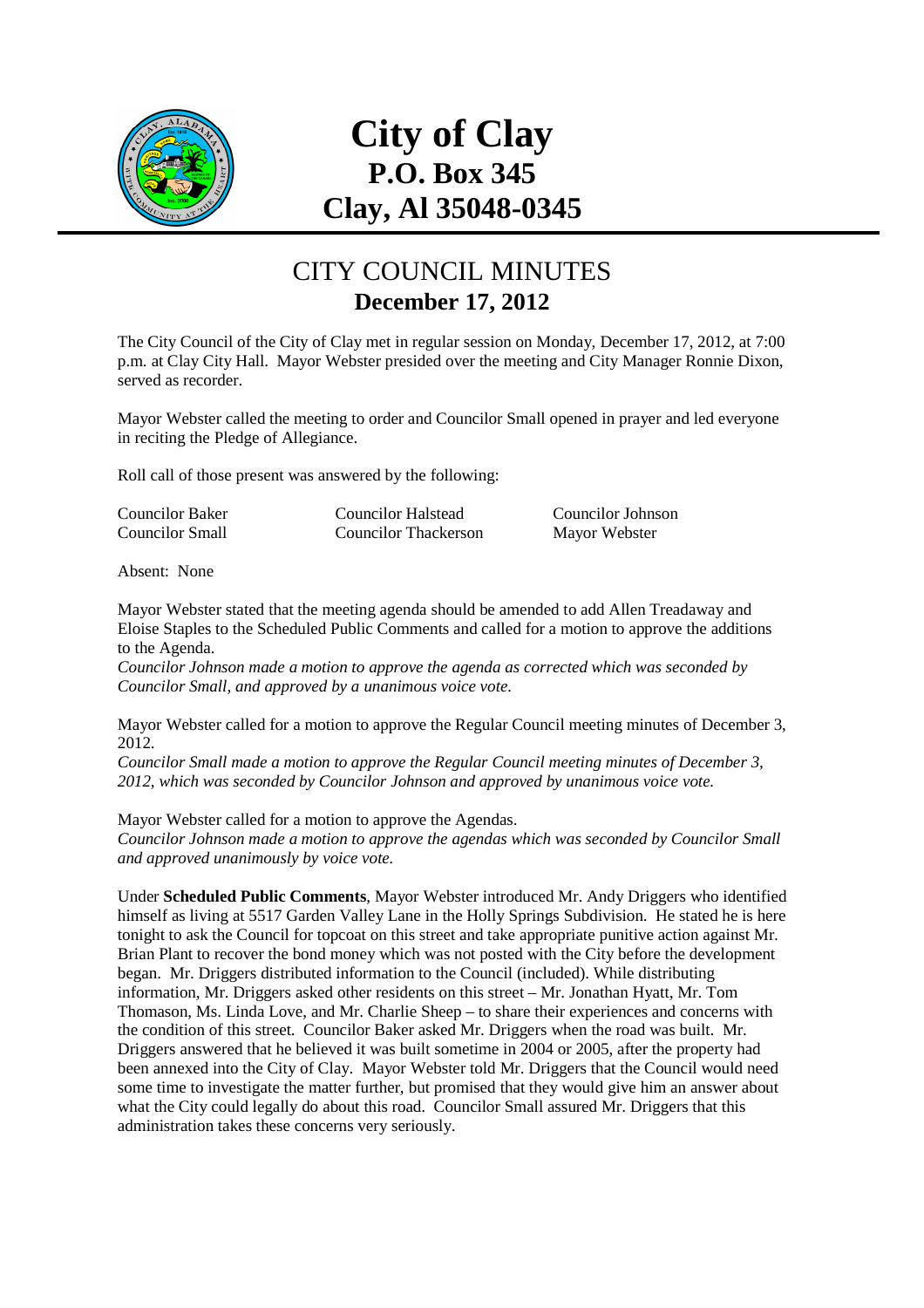# City of Clay
## P.O. Box 345
## Clay, Al 35048-0345

## CITY COUNCIL MINUTES
### December 17, 2012

The City Council of the City of Clay met in regular session on Monday, December 17, 2012, at 7:00 p.m. at Clay City Hall. Mayor Webster presided over the meeting and City Manager Ronnie Dixon, served as recorder.

Mayor Webster called the meeting to order and Councilor Small opened in prayer and led everyone in reciting the Pledge of Allegiance.

Roll call of those present was answered by the following:

| | | |
|---|---|---|
| Councilor Baker | Councilor Halstead | Councilor Johnson |
| Councilor Small | Councilor Thackerson | Mayor Webster |

Absent: None

Mayor Webster stated that the meeting agenda should be amended to add Allen Treadaway and Eloise Staples to the Scheduled Public Comments and called for a motion to approve the additions to the Agenda.

*Councilor Johnson made a motion to approve the agenda as corrected which was seconded by Councilor Small, and approved by a unanimous voice vote.*

Mayor Webster called for a motion to approve the Regular Council meeting minutes of December 3, 2012.

*Councilor Small made a motion to approve the Regular Council meeting minutes of December 3, 2012, which was seconded by Councilor Johnson and approved by unanimous voice vote.*

Mayor Webster called for a motion to approve the Agendas.

*Councilor Johnson made a motion to approve the agendas which was seconded by Councilor Small and approved unanimously by voice vote.*

Under **Scheduled Public Comments**, Mayor Webster introduced Mr. Andy Driggers who identified himself as living at 5517 Garden Valley Lane in the Holly Springs Subdivision. He stated he is here tonight to ask the Council for topcoat on this street and take appropriate punitive action against Mr. Brian Plant to recover the bond money which was not posted with the City before the development began. Mr. Driggers distributed information to the Council (included). While distributing information, Mr. Driggers asked other residents on this street – Mr. Jonathan Hyatt, Mr. Tom Thomason, Ms. Linda Love, and Mr. Charlie Sheep – to share their experiences and concerns with the condition of this street. Councilor Baker asked Mr. Driggers when the road was built. Mr. Driggers answered that he believed it was built sometime in 2004 or 2005, after the property had been annexed into the City of Clay. Mayor Webster told Mr. Driggers that the Council would need some time to investigate the matter further, but promised that they would give him an answer about what the City could legally do about this road. Councilor Small assured Mr. Driggers that this administration takes these concerns very seriously.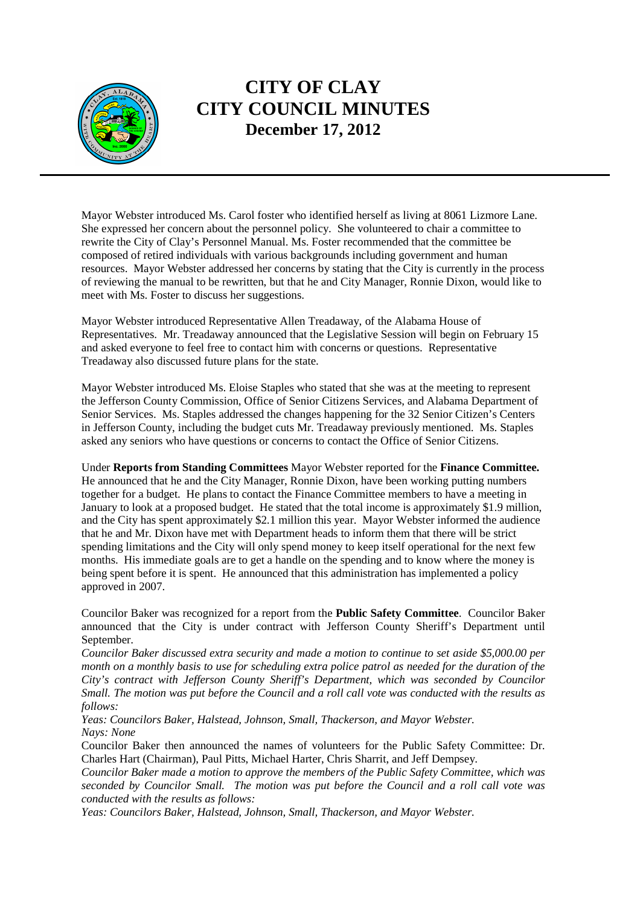# CITY OF CLAY
# CITY COUNCIL MINUTES
## December 17, 2012

Mayor Webster introduced Ms. Carol foster who identified herself as living at 8061 Lizmore Lane. She expressed her concern about the personnel policy. She volunteered to chair a committee to rewrite the City of Clay's Personnel Manual. Ms. Foster recommended that the committee be composed of retired individuals with various backgrounds including government and human resources. Mayor Webster addressed her concerns by stating that the City is currently in the process of reviewing the manual to be rewritten, but that he and City Manager, Ronnie Dixon, would like to meet with Ms. Foster to discuss her suggestions.

Mayor Webster introduced Representative Allen Treadaway, of the Alabama House of Representatives. Mr. Treadaway announced that the Legislative Session will begin on February 15 and asked everyone to feel free to contact him with concerns or questions. Representative Treadaway also discussed future plans for the state.

Mayor Webster introduced Ms. Eloise Staples who stated that she was at the meeting to represent the Jefferson County Commission, Office of Senior Citizens Services, and Alabama Department of Senior Services. Ms. Staples addressed the changes happening for the 32 Senior Citizen's Centers in Jefferson County, including the budget cuts Mr. Treadaway previously mentioned. Ms. Staples asked any seniors who have questions or concerns to contact the Office of Senior Citizens.

Under **Reports from Standing Committees** Mayor Webster reported for the **Finance Committee.** He announced that he and the City Manager, Ronnie Dixon, have been working putting numbers together for a budget. He plans to contact the Finance Committee members to have a meeting in January to look at a proposed budget. He stated that the total income is approximately $1.9 million, and the City has spent approximately $2.1 million this year. Mayor Webster informed the audience that he and Mr. Dixon have met with Department heads to inform them that there will be strict spending limitations and the City will only spend money to keep itself operational for the next few months. His immediate goals are to get a handle on the spending and to know where the money is being spent before it is spent. He announced that this administration has implemented a policy approved in 2007.

Councilor Baker was recognized for a report from the **Public Safety Committee**. Councilor Baker announced that the City is under contract with Jefferson County Sheriff's Department until September.

*Councilor Baker discussed extra security and made a motion to continue to set aside $5,000.00 per month on a monthly basis to use for scheduling extra police patrol as needed for the duration of the City's contract with Jefferson County Sheriff's Department, which was seconded by Councilor Small. The motion was put before the Council and a roll call vote was conducted with the results as follows:*

*Yeas: Councilors Baker, Halstead, Johnson, Small, Thackerson, and Mayor Webster.*
*Nays: None*

Councilor Baker then announced the names of volunteers for the Public Safety Committee: Dr. Charles Hart (Chairman), Paul Pitts, Michael Harter, Chris Sharrit, and Jeff Dempsey.

*Councilor Baker made a motion to approve the members of the Public Safety Committee, which was seconded by Councilor Small. The motion was put before the Council and a roll call vote was conducted with the results as follows:*

*Yeas: Councilors Baker, Halstead, Johnson, Small, Thackerson, and Mayor Webster.*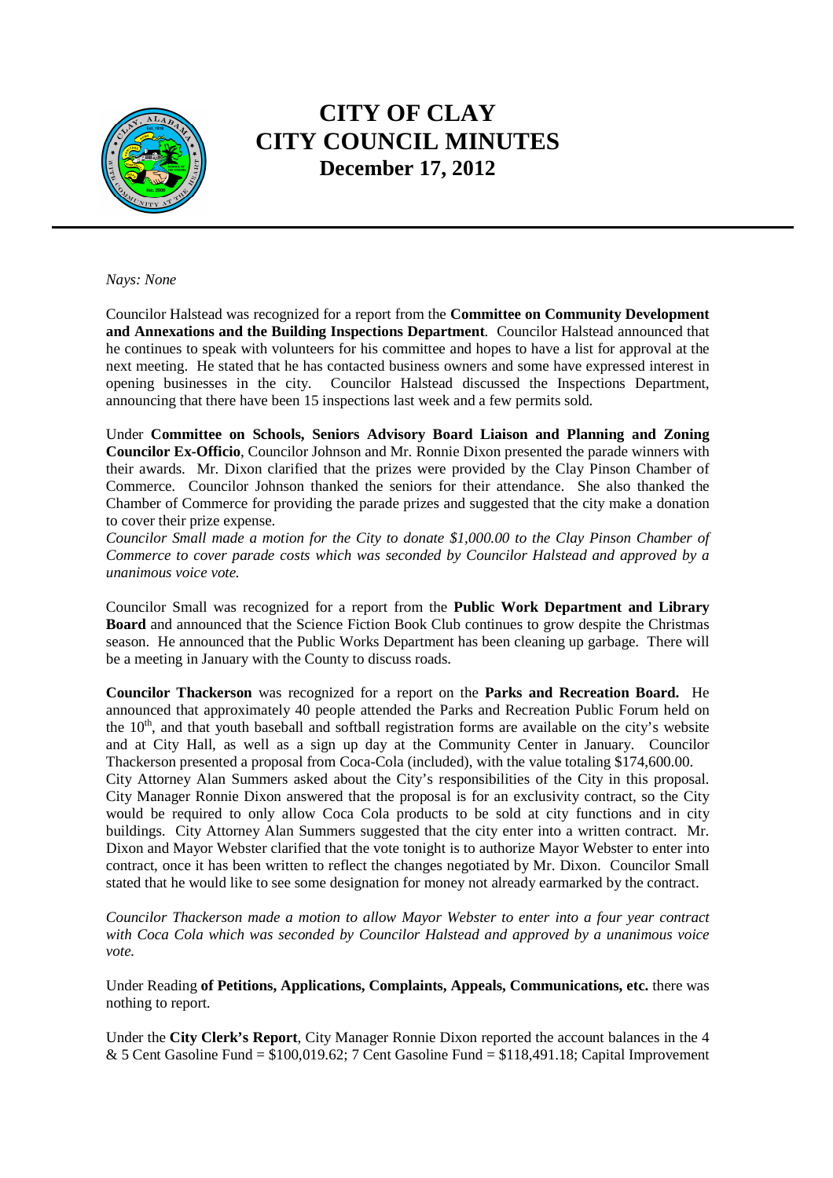*Nays: None*

Councilor Halstead was recognized for a report from the **Committee on Community Development and Annexations and the Building Inspections Department**. Councilor Halstead announced that he continues to speak with volunteers for his committee and hopes to have a list for approval at the next meeting. He stated that he has contacted business owners and some have expressed interest in opening businesses in the city. Councilor Halstead discussed the Inspections Department, announcing that there have been 15 inspections last week and a few permits sold.

Under **Committee on Schools, Seniors Advisory Board Liaison and Planning and Zoning Councilor Ex-Officio**, Councilor Johnson and Mr. Ronnie Dixon presented the parade winners with their awards. Mr. Dixon clarified that the prizes were provided by the Clay Pinson Chamber of Commerce. Councilor Johnson thanked the seniors for their attendance. She also thanked the Chamber of Commerce for providing the parade prizes and suggested that the city make a donation to cover their prize expense.

*Councilor Small made a motion for the City to donate $1,000.00 to the Clay Pinson Chamber of Commerce to cover parade costs which was seconded by Councilor Halstead and approved by a unanimous voice vote.*

Councilor Small was recognized for a report from the **Public Work Department and Library Board** and announced that the Science Fiction Book Club continues to grow despite the Christmas season. He announced that the Public Works Department has been cleaning up garbage. There will be a meeting in January with the County to discuss roads.

**Councilor Thackerson** was recognized for a report on the **Parks and Recreation Board.** He announced that approximately 40 people attended the Parks and Recreation Public Forum held on the 10th, and that youth baseball and softball registration forms are available on the city's website and at City Hall, as well as a sign up day at the Community Center in January. Councilor Thackerson presented a proposal from Coca-Cola (included), with the value totaling $174,600.00.

City Attorney Alan Summers asked about the City's responsibilities of the City in this proposal. City Manager Ronnie Dixon answered that the proposal is for an exclusivity contract, so the City would be required to only allow Coca Cola products to be sold at city functions and in city buildings. City Attorney Alan Summers suggested that the city enter into a written contract. Mr. Dixon and Mayor Webster clarified that the vote tonight is to authorize Mayor Webster to enter into contract, once it has been written to reflect the changes negotiated by Mr. Dixon. Councilor Small stated that he would like to see some designation for money not already earmarked by the contract.

*Councilor Thackerson made a motion to allow Mayor Webster to enter into a four year contract with Coca Cola which was seconded by Councilor Halstead and approved by a unanimous voice vote.*

Under Reading **of Petitions, Applications, Complaints, Appeals, Communications, etc.** there was nothing to report.

Under the **City Clerk's Report**, City Manager Ronnie Dixon reported the account balances in the 4 & 5 Cent Gasoline Fund = $100,019.62; 7 Cent Gasoline Fund = $118,491.18; Capital Improvement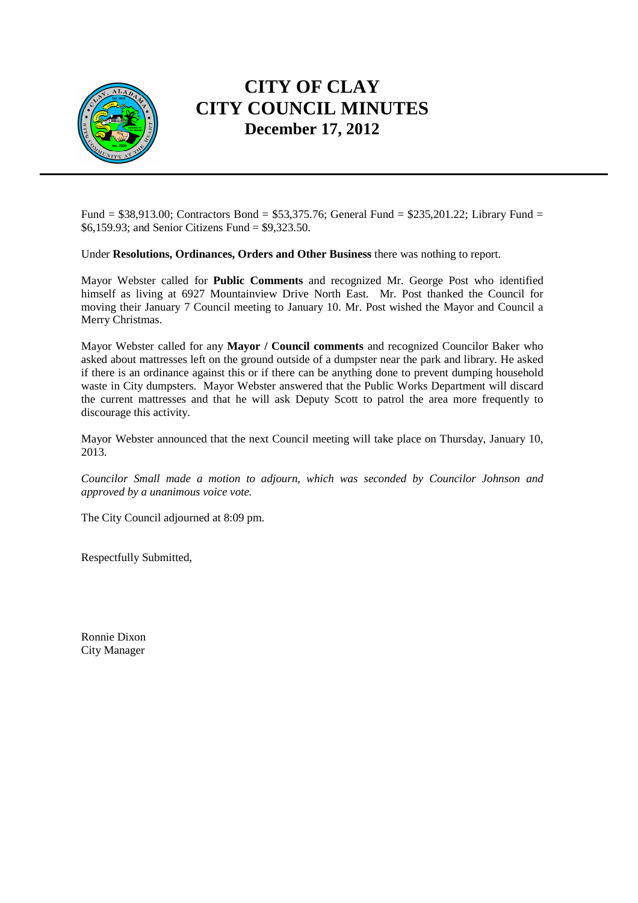Fund = $38,913.00; Contractors Bond = $53,375.76; General Fund = $235,201.22; Library Fund = $6,159.93; and Senior Citizens Fund = $9,323.50.

Under **Resolutions, Ordinances, Orders and Other Business** there was nothing to report.

Mayor Webster called for **Public Comments** and recognized Mr. George Post who identified himself as living at 6927 Mountainview Drive North East. Mr. Post thanked the Council for moving their January 7 Council meeting to January 10. Mr. Post wished the Mayor and Council a Merry Christmas.

Mayor Webster called for any **Mayor / Council comments** and recognized Councilor Baker who asked about mattresses left on the ground outside of a dumpster near the park and library. He asked if there is an ordinance against this or if there can be anything done to prevent dumping household waste in City dumpsters. Mayor Webster answered that the Public Works Department will discard the current mattresses and that he will ask Deputy Scott to patrol the area more frequently to discourage this activity.

Mayor Webster announced that the next Council meeting will take place on Thursday, January 10, 2013.

*Councilor Small made a motion to adjourn, which was seconded by Councilor Johnson and approved by a unanimous voice vote.*

The City Council adjourned at 8:09 pm.

Respectfully Submitted,

Ronnie Dixon
City Manager